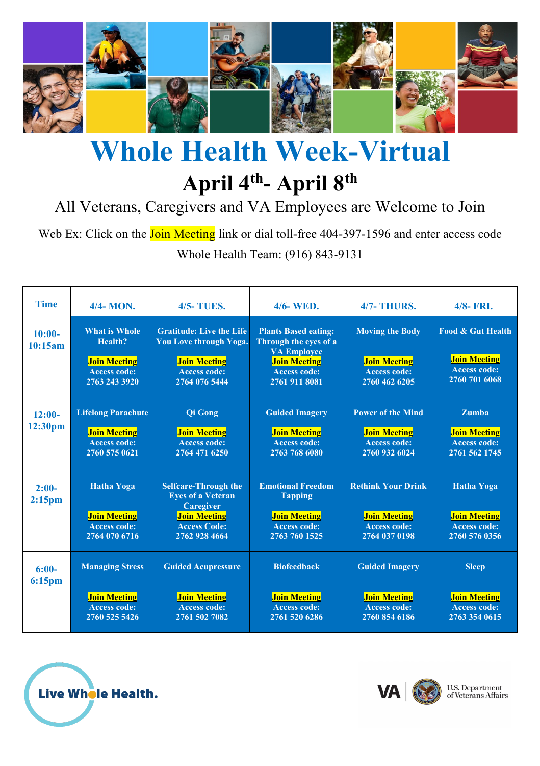# Whole Health Week-Virtual

## April 4th- April 8th

All Veterans, Caregivers and VA Employees are Welcome to Join

Web Ex: Click on the Join Meeting link or dial toll-free 404-397-1596 and enter access code

Whole Health Team: (916) 843-9131

| Time | 4/4- MON. | 4/5- TUES. | 4/6- WED. | 4/7- THURS. | 4/8- FRI. |
|---|---|---|---|---|---|
| 10:00-10:15am | What is Whole Health? Join Meeting Access code: 2763 243 3920 | Gratitude: Live the Life You Love through Yoga. Join Meeting Access code: 2764 076 5444 | Plants Based eating: Through the eyes of a VA Employee Join Meeting Access code: 2761 911 8081 | Moving the Body Join Meeting Access code: 2760 462 6205 | Food & Gut Health Join Meeting Access code: 2760 701 6068 |
| 12:00-12:30pm | Lifelong Parachute Join Meeting Access code: 2760 575 0621 | Qi Gong Join Meeting Access code: 2764 471 6250 | Guided Imagery Join Meeting Access code: 2763 768 6080 | Power of the Mind Join Meeting Access code: 2760 932 6024 | Zumba Join Meeting Access code: 2761 562 1745 |
| 2:00-2:15pm | Hatha Yoga Join Meeting Access code: 2764 070 6716 | Selfcare-Through the Eyes of a Veteran Caregiver Join Meeting Access Code: 2762 928 4664 | Emotional Freedom Tapping Join Meeting Access code: 2763 760 1525 | Rethink Your Drink Join Meeting Access code: 2764 037 0198 | Hatha Yoga Join Meeting Access code: 2760 576 0356 |
| 6:00-6:15pm | Managing Stress Join Meeting Access code: 2760 525 5426 | Guided Acupressure Join Meeting Access code: 2761 502 7082 | Biofeedback Join Meeting Access code: 2761 520 6286 | Guided Imagery Join Meeting Access code: 2760 854 6186 | Sleep Join Meeting Access code: 2763 354 0615 |

Live Whole Health.

VA | U.S. Department of Veterans Affairs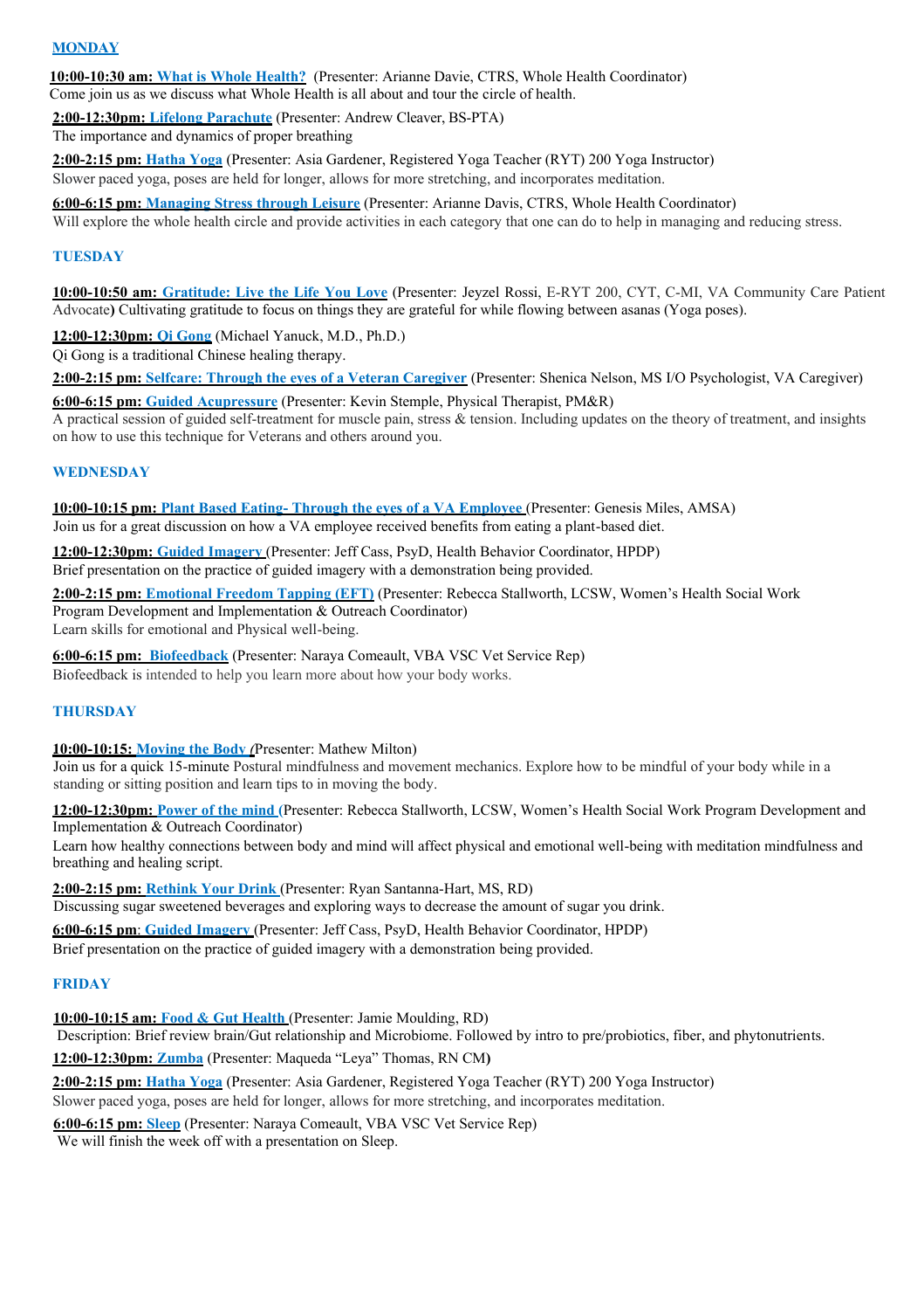## MONDAY

**10:00-10:30 am: What is Whole Health?** (Presenter: Arianne Davie, CTRS, Whole Health Coordinator)
Come join us as we discuss what Whole Health is all about and tour the circle of health.

**2:00-12:30pm: Lifelong Parachute** (Presenter: Andrew Cleaver, BS-PTA)
The importance and dynamics of proper breathing

**2:00-2:15 pm: Hatha Yoga** (Presenter: Asia Gardener, Registered Yoga Teacher (RYT) 200 Yoga Instructor)
Slower paced yoga, poses are held for longer, allows for more stretching, and incorporates meditation.

**6:00-6:15 pm: Managing Stress through Leisure** (Presenter: Arianne Davis, CTRS, Whole Health Coordinator)
Will explore the whole health circle and provide activities in each category that one can do to help in managing and reducing stress.

## TUESDAY

**10:00-10:50 am: Gratitude: Live the Life You Love** (Presenter: Jeyzel Rossi, E-RYT 200, CYT, C-MI, VA Community Care Patient Advocate**)** Cultivating gratitude to focus on things they are grateful for while flowing between asanas (Yoga poses).

**12:00-12:30pm: Qi Gong** (Michael Yanuck, M.D., Ph.D.)
Qi Gong is a traditional Chinese healing therapy.

**2:00-2:15 pm: Selfcare: Through the eyes of a Veteran Caregiver** (Presenter: Shenica Nelson, MS I/O Psychologist, VA Caregiver)

**6:00-6:15 pm: Guided Acupressure** (Presenter: Kevin Stemple, Physical Therapist, PM&R)
A practical session of guided self-treatment for muscle pain, stress & tension. Including updates on the theory of treatment, and insights on how to use this technique for Veterans and others around you.

## WEDNESDAY

**10:00-10:15 pm: Plant Based Eating- Through the eyes of a VA Employee** (Presenter: Genesis Miles, AMSA)
Join us for a great discussion on how a VA employee received benefits from eating a plant-based diet.

**12:00-12:30pm: Guided Imagery** (Presenter: Jeff Cass, PsyD, Health Behavior Coordinator, HPDP)
Brief presentation on the practice of guided imagery with a demonstration being provided.

**2:00-2:15 pm: Emotional Freedom Tapping (EFT)** (Presenter: Rebecca Stallworth, LCSW, Women's Health Social Work Program Development and Implementation & Outreach Coordinator)
Learn skills for emotional and Physical well-being.

**6:00-6:15 pm: Biofeedback** (Presenter: Naraya Comeault, VBA VSC Vet Service Rep)
Biofeedback is intended to help you learn more about how your body works.

## THURSDAY

**10:00-10:15: Moving the Body** (Presenter: Mathew Milton)
Join us for a quick 15-minute Postural mindfulness and movement mechanics. Explore how to be mindful of your body while in a standing or sitting position and learn tips to in moving the body.

**12:00-12:30pm: Power of the mind** (Presenter: Rebecca Stallworth, LCSW, Women's Health Social Work Program Development and Implementation & Outreach Coordinator)
Learn how healthy connections between body and mind will affect physical and emotional well-being with meditation mindfulness and breathing and healing script.

**2:00-2:15 pm: Rethink Your Drink** (Presenter: Ryan Santanna-Hart, MS, RD)
Discussing sugar sweetened beverages and exploring ways to decrease the amount of sugar you drink.

**6:00-6:15 pm: Guided Imagery** (Presenter: Jeff Cass, PsyD, Health Behavior Coordinator, HPDP)
Brief presentation on the practice of guided imagery with a demonstration being provided.

## FRIDAY

**10:00-10:15 am: Food & Gut Health** (Presenter: Jamie Moulding, RD)
Description: Brief review brain/Gut relationship and Microbiome. Followed by intro to pre/probiotics, fiber, and phytonutrients.

**12:00-12:30pm: Zumba** (Presenter: Maqueda "Leya" Thomas, RN CM**)**

**2:00-2:15 pm: Hatha Yoga** (Presenter: Asia Gardener, Registered Yoga Teacher (RYT) 200 Yoga Instructor)
Slower paced yoga, poses are held for longer, allows for more stretching, and incorporates meditation.

**6:00-6:15 pm: Sleep** (Presenter: Naraya Comeault, VBA VSC Vet Service Rep)
We will finish the week off with a presentation on Sleep.